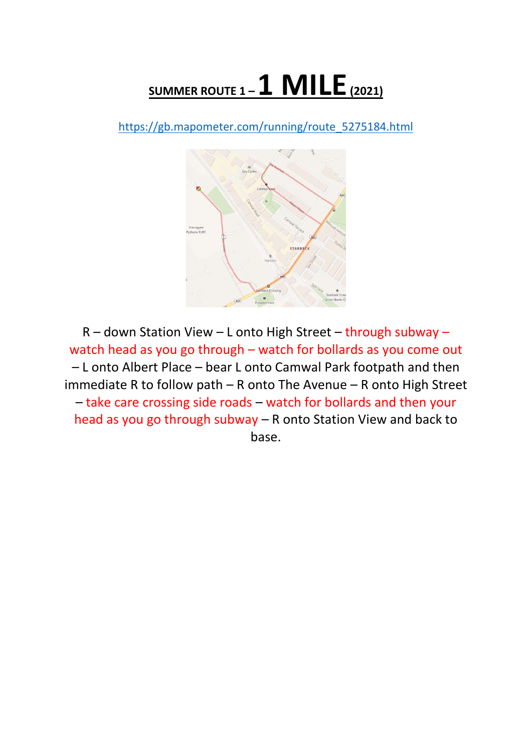# SUMMER ROUTE 1 – 1 MILE (2021)

https://gb.mapometer.com/running/route_5275184.html

R – down Station View – L onto High Street – through subway – watch head as you go through – watch for bollards as you come out – L onto Albert Place – bear L onto Camwal Park footpath and then immediate R to follow path – R onto The Avenue – R onto High Street – take care crossing side roads – watch for bollards and then your head as you go through subway – R onto Station View and back to base.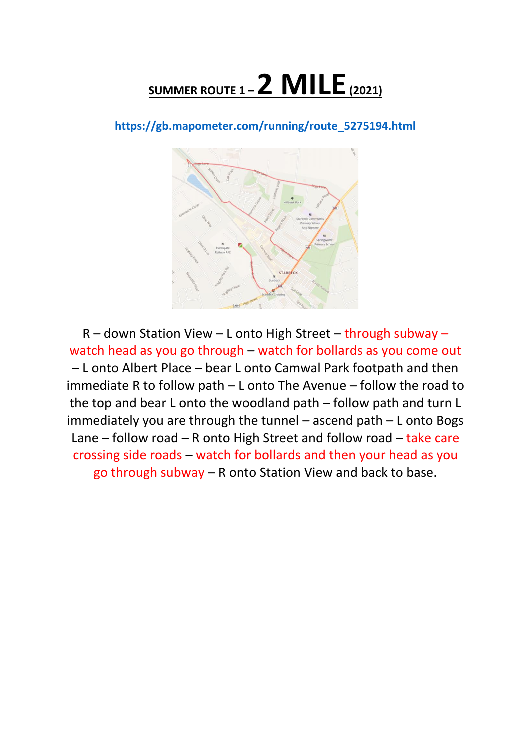# SUMMER ROUTE 1 – 2 MILE (2021)

https://gb.mapometer.com/running/route_5275194.html

R – down Station View – L onto High Street – through subway – watch head as you go through – watch for bollards as you come out – L onto Albert Place – bear L onto Camwal Park footpath and then immediate R to follow path – L onto The Avenue – follow the road to the top and bear L onto the woodland path – follow path and turn L immediately you are through the tunnel – ascend path – L onto Bogs Lane – follow road – R onto High Street and follow road – take care crossing side roads – watch for bollards and then your head as you go through subway – R onto Station View and back to base.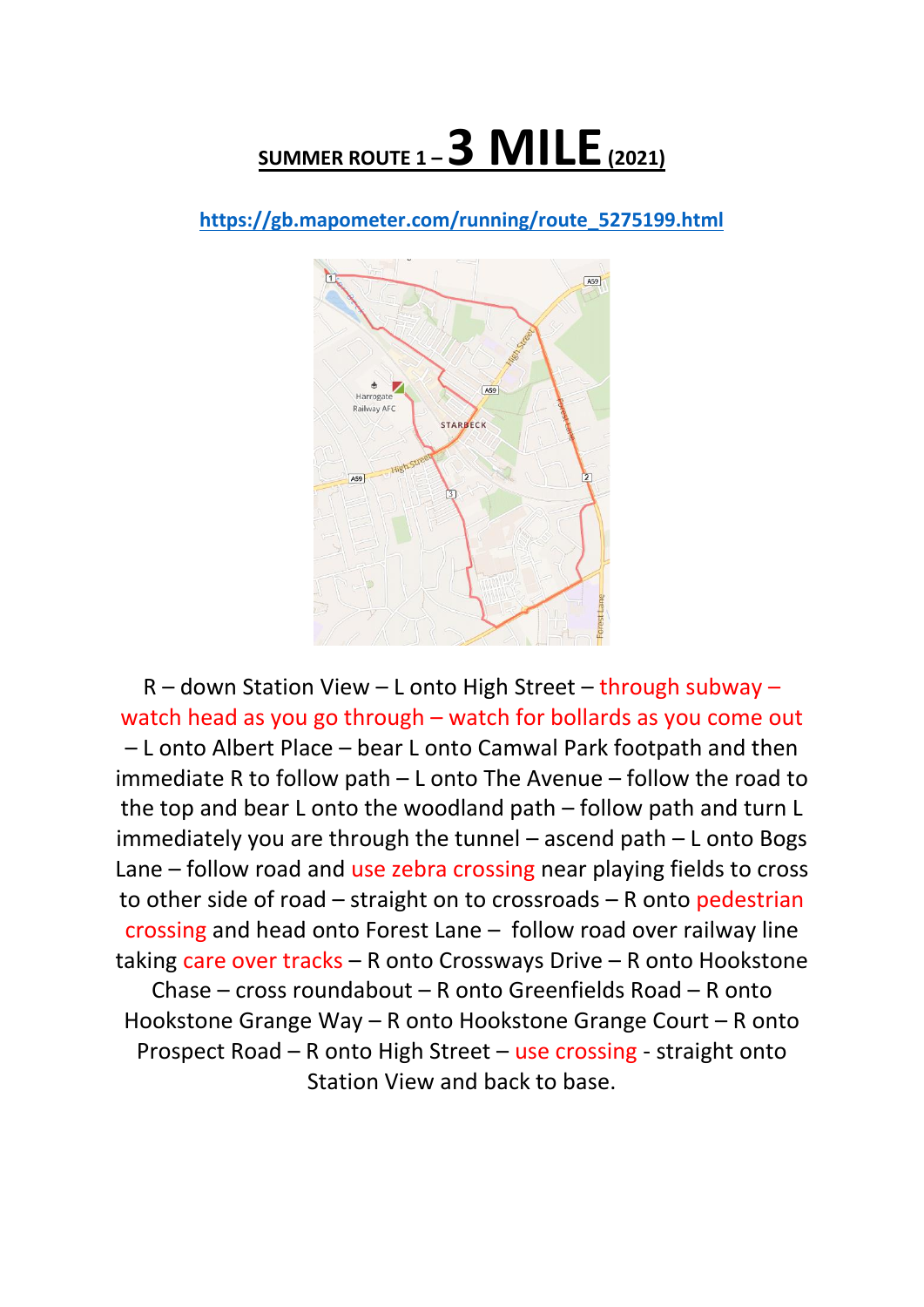# SUMMER ROUTE 1 – 3 MILE (2021)

https://gb.mapometer.com/running/route_5275199.html

R – down Station View – L onto High Street – through subway – watch head as you go through – watch for bollards as you come out – L onto Albert Place – bear L onto Camwal Park footpath and then immediate R to follow path – L onto The Avenue – follow the road to the top and bear L onto the woodland path – follow path and turn L immediately you are through the tunnel – ascend path – L onto Bogs Lane – follow road and use zebra crossing near playing fields to cross to other side of road – straight on to crossroads – R onto pedestrian crossing and head onto Forest Lane – follow road over railway line taking care over tracks – R onto Crossways Drive – R onto Hookstone Chase – cross roundabout – R onto Greenfields Road – R onto Hookstone Grange Way – R onto Hookstone Grange Court – R onto Prospect Road – R onto High Street – use crossing - straight onto Station View and back to base.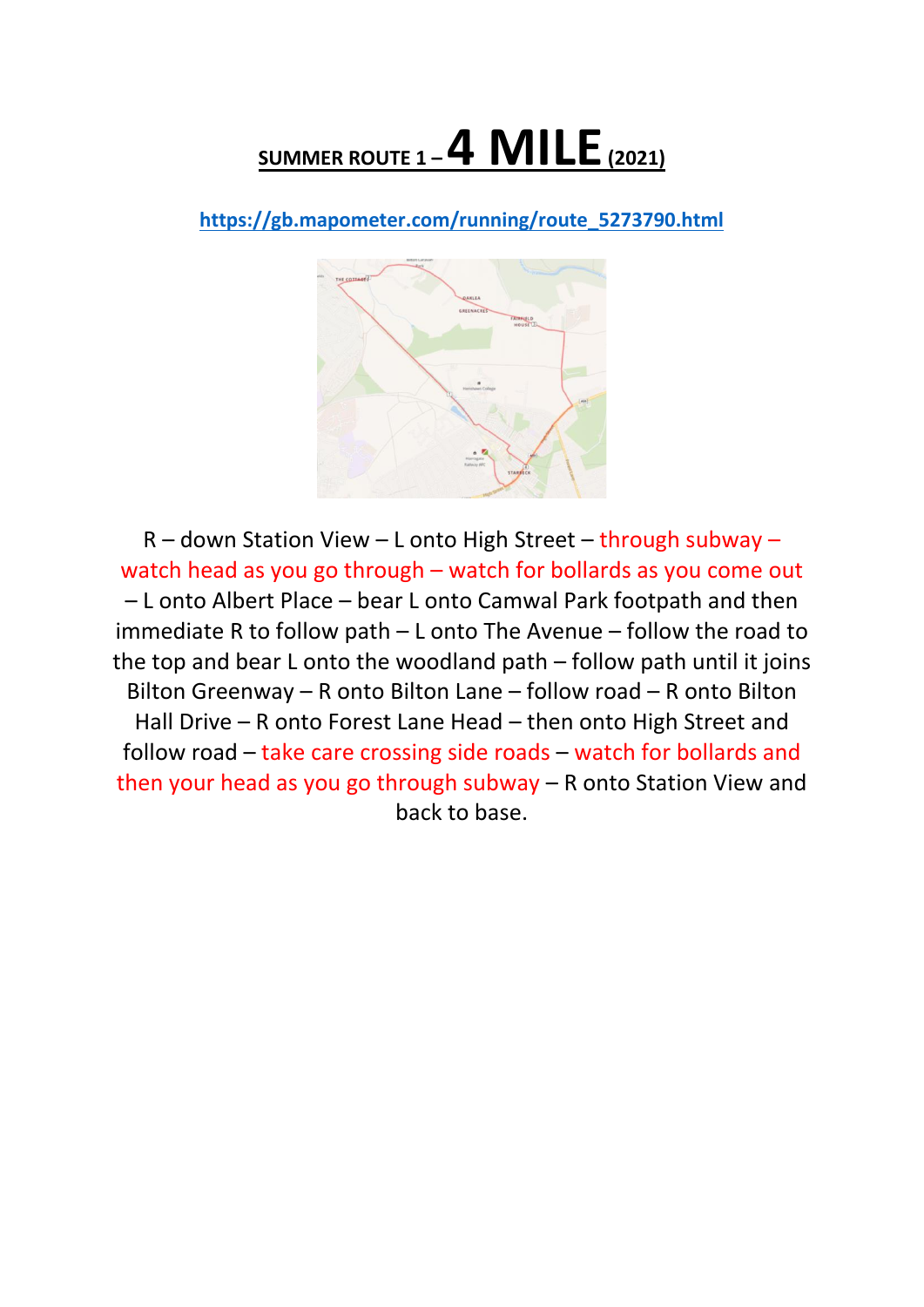# SUMMER ROUTE 1 – 4 MILE (2021)

https://gb.mapometer.com/running/route_5273790.html

R – down Station View – L onto High Street – through subway – watch head as you go through – watch for bollards as you come out – L onto Albert Place – bear L onto Camwal Park footpath and then immediate R to follow path – L onto The Avenue – follow the road to the top and bear L onto the woodland path – follow path until it joins Bilton Greenway – R onto Bilton Lane – follow road – R onto Bilton Hall Drive – R onto Forest Lane Head – then onto High Street and follow road – take care crossing side roads – watch for bollards and then your head as you go through subway – R onto Station View and back to base.